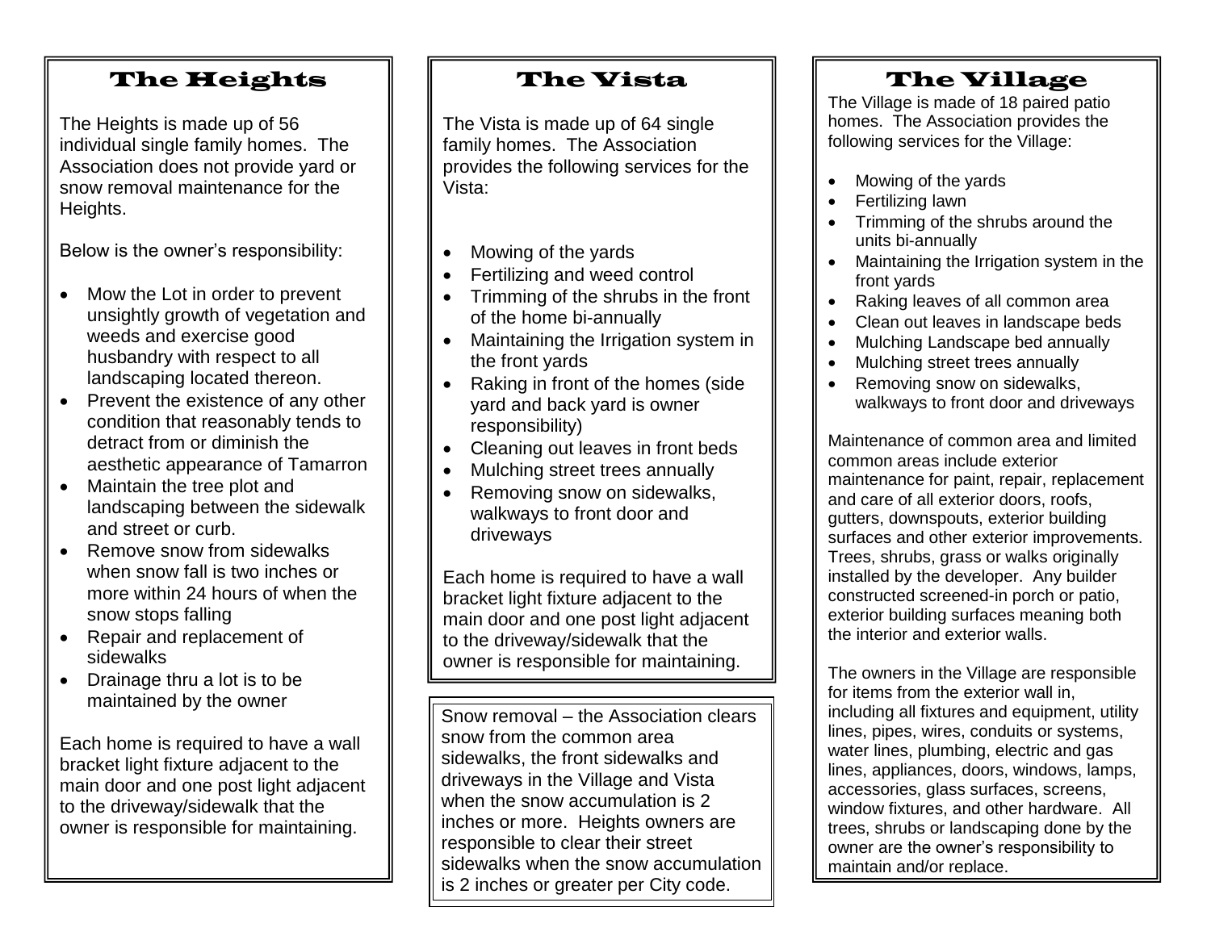## The Heights

The Heights is made up of 56 individual single family homes. The Association does not provide yard or snow removal maintenance for the Heights.

Below is the owner's responsibility:

- Mow the Lot in order to prevent unsightly growth of vegetation and weeds and exercise good husbandry with respect to all landscaping located thereon.
- Prevent the existence of any other condition that reasonably tends to detract from or diminish the aesthetic appearance of Tamarron
- Maintain the tree plot and landscaping between the sidewalk and street or curb.
- Remove snow from sidewalks when snow fall is two inches or more within 24 hours of when the snow stops falling
- Repair and replacement of sidewalks
- Drainage thru a lot is to be maintained by the owner

Each home is required to have a wall bracket light fixture adjacent to the main door and one post light adjacent to the driveway/sidewalk that the owner is responsible for maintaining.

## The Vista

The Vista is made up of 64 single family homes. The Association provides the following services for the Vista:

- Mowing of the yards
- Fertilizing and weed control
- Trimming of the shrubs in the front of the home bi-annually
- Maintaining the Irrigation system in the front yards
- Raking in front of the homes (side yard and back yard is owner responsibility)
- Cleaning out leaves in front beds
- Mulching street trees annually
- Removing snow on sidewalks, walkways to front door and driveways

Each home is required to have a wall bracket light fixture adjacent to the main door and one post light adjacent to the driveway/sidewalk that the owner is responsible for maintaining.

Snow removal – the Association clears snow from the common area sidewalks, the front sidewalks and driveways in the Village and Vista when the snow accumulation is 2 inches or more. Heights owners are responsible to clear their street sidewalks when the snow accumulation is 2 inches or greater per City code.

## The Village

The Village is made of 18 paired patio homes. The Association provides the following services for the Village:

- Mowing of the yards
- Fertilizing lawn
- Trimming of the shrubs around the units bi-annually
- Maintaining the Irrigation system in the front yards
- Raking leaves of all common area
- Clean out leaves in landscape beds
- Mulching Landscape bed annually
- Mulching street trees annually
- Removing snow on sidewalks, walkways to front door and driveways

Maintenance of common area and limited common areas include exterior maintenance for paint, repair, replacement and care of all exterior doors, roofs, gutters, downspouts, exterior building surfaces and other exterior improvements. Trees, shrubs, grass or walks originally installed by the developer. Any builder constructed screened-in porch or patio, exterior building surfaces meaning both the interior and exterior walls.

The owners in the Village are responsible for items from the exterior wall in, including all fixtures and equipment, utility lines, pipes, wires, conduits or systems, water lines, plumbing, electric and gas lines, appliances, doors, windows, lamps, accessories, glass surfaces, screens, window fixtures, and other hardware. All trees, shrubs or landscaping done by the owner are the owner's responsibility to maintain and/or replace.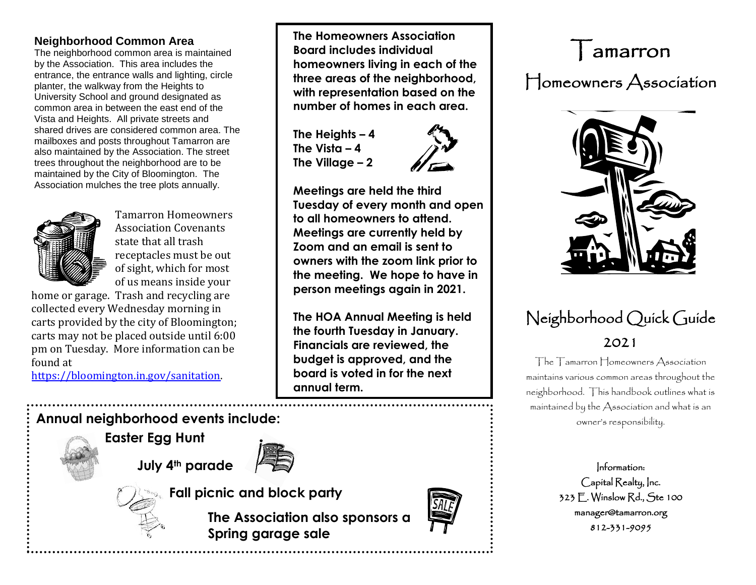## Neighborhood Common Area

The neighborhood common area is maintained by the Association. This area includes the entrance, the entrance walls and lighting, circle planter, the walkway from the Heights to University School and ground designated as common area in between the east end of the Vista and Heights. All private streets and shared drives are considered common area. The mailboxes and posts throughout Tamarron are also maintained by the Association. The street trees throughout the neighborhood are to be maintained by the City of Bloomington. The Association mulches the tree plots annually.

Tamarron Homeowners Association Covenants state that all trash receptacles must be out of sight, which for most of us means inside your home or garage. Trash and recycling are collected every Wednesday morning in carts provided by the city of Bloomington; carts may not be placed outside until 6:00 pm on Tuesday. More information can be found at https://bloomington.in.gov/sanitation.

**The Homeowners Association Board includes individual homeowners living in each of the three areas of the neighborhood, with representation based on the number of homes in each area.**

**The Heights – 4**
**The Vista – 4**
**The Village – 2**

**Meetings are held the third Tuesday of every month and open to all homeowners to attend. Meetings are currently held by Zoom and an email is sent to owners with the zoom link prior to the meeting. We hope to have in person meetings again in 2021.**

**The HOA Annual Meeting is held the fourth Tuesday in January. Financials are reviewed, the budget is approved, and the board is voted in for the next annual term.**

**Annual neighborhood events include:**

**Easter Egg Hunt**

**July 4th parade**

**Fall picnic and block party**

**The Association also sponsors a Spring garage sale**

# Tamarron

## Homeowners Association

## Neighborhood Quick Guide

## 2021

The Tamarron Homeowners Association maintains various common areas throughout the neighborhood. This handbook outlines what is maintained by the Association and what is an owner's responsibility.

Information:
Capital Realty, Inc.
323 E. Winslow Rd., Ste 100
manager@tamarron.org
812-331-9095